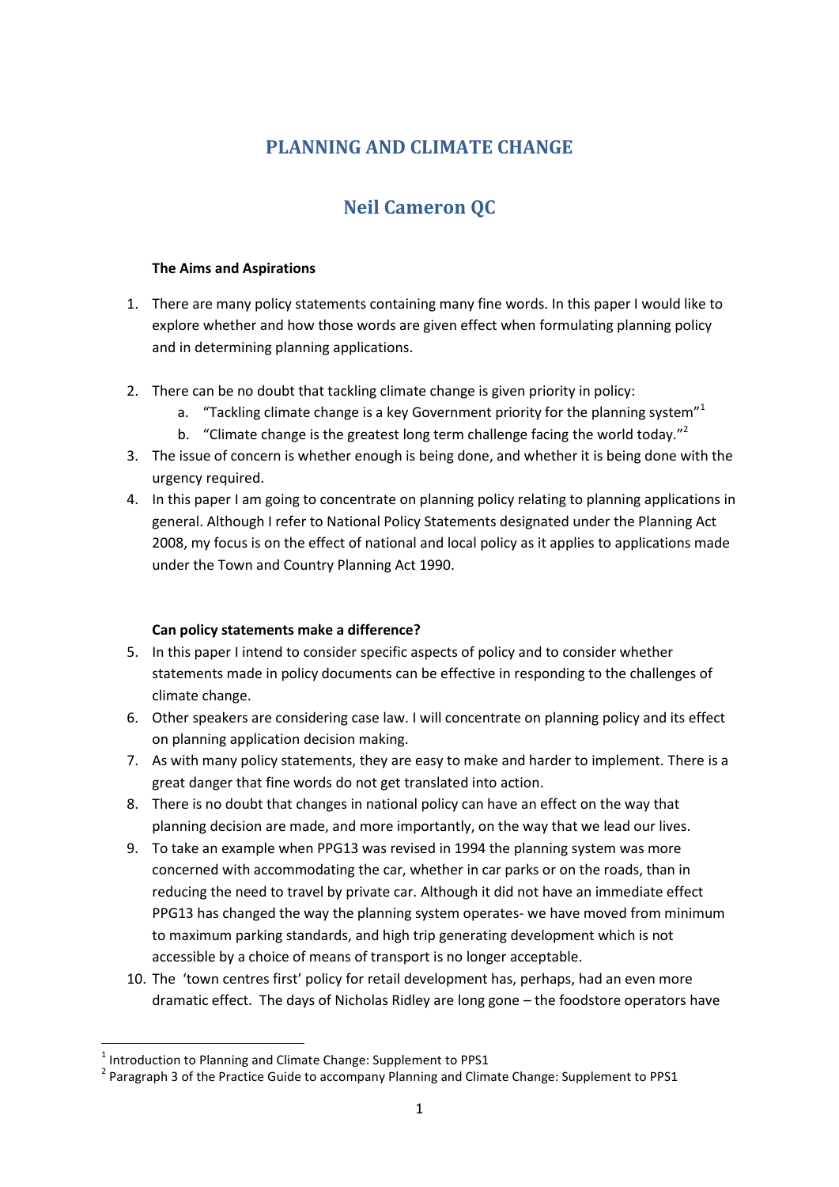# PLANNING AND CLIMATE CHANGE

## Neil Cameron QC

**The Aims and Aspirations**

1. There are many policy statements containing many fine words. In this paper I would like to explore whether and how those words are given effect when formulating planning policy and in determining planning applications.

2. There can be no doubt that tackling climate change is given priority in policy:
   a. "Tackling climate change is a key Government priority for the planning system"[1]
   b. "Climate change is the greatest long term challenge facing the world today."[2]
3. The issue of concern is whether enough is being done, and whether it is being done with the urgency required.
4. In this paper I am going to concentrate on planning policy relating to planning applications in general. Although I refer to National Policy Statements designated under the Planning Act 2008, my focus is on the effect of national and local policy as it applies to applications made under the Town and Country Planning Act 1990.

**Can policy statements make a difference?**

5. In this paper I intend to consider specific aspects of policy and to consider whether statements made in policy documents can be effective in responding to the challenges of climate change.
6. Other speakers are considering case law. I will concentrate on planning policy and its effect on planning application decision making.
7. As with many policy statements, they are easy to make and harder to implement. There is a great danger that fine words do not get translated into action.
8. There is no doubt that changes in national policy can have an effect on the way that planning decision are made, and more importantly, on the way that we lead our lives.
9. To take an example when PPG13 was revised in 1994 the planning system was more concerned with accommodating the car, whether in car parks or on the roads, than in reducing the need to travel by private car. Although it did not have an immediate effect PPG13 has changed the way the planning system operates- we have moved from minimum to maximum parking standards, and high trip generating development which is not accessible by a choice of means of transport is no longer acceptable.
10. The 'town centres first' policy for retail development has, perhaps, had an even more dramatic effect. The days of Nicholas Ridley are long gone – the foodstore operators have

---

[1] Introduction to Planning and Climate Change: Supplement to PPS1

[2] Paragraph 3 of the Practice Guide to accompany Planning and Climate Change: Supplement to PPS1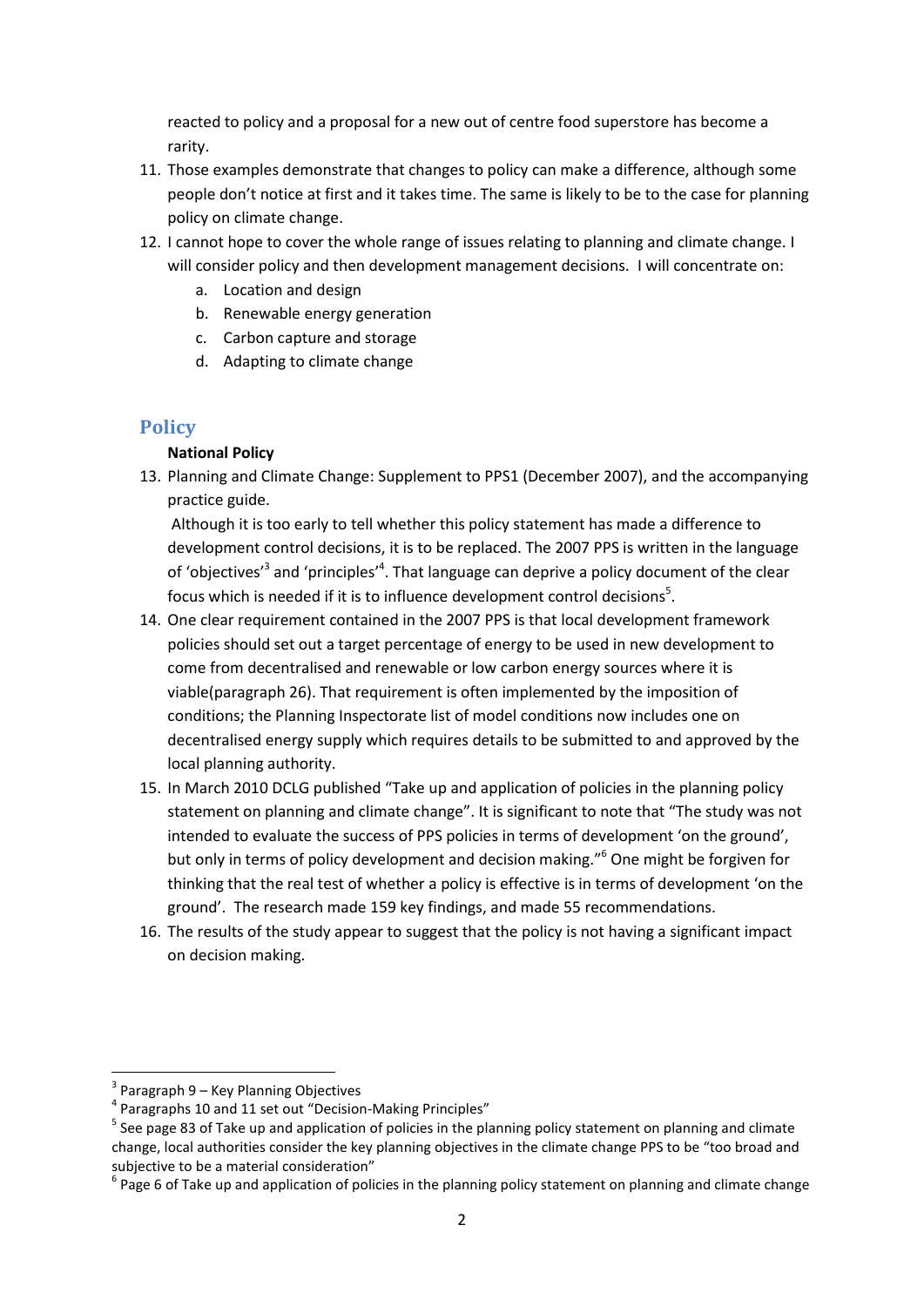reacted to policy and a proposal for a new out of centre food superstore has become a rarity.

11. Those examples demonstrate that changes to policy can make a difference, although some people don't notice at first and it takes time. The same is likely to be to the case for planning policy on climate change.
12. I cannot hope to cover the whole range of issues relating to planning and climate change. I will consider policy and then development management decisions. I will concentrate on:
    a. Location and design
    b. Renewable energy generation
    c. Carbon capture and storage
    d. Adapting to climate change

## Policy

### National Policy

13. Planning and Climate Change: Supplement to PPS1 (December 2007), and the accompanying practice guide.

    Although it is too early to tell whether this policy statement has made a difference to development control decisions, it is to be replaced. The 2007 PPS is written in the language of 'objectives'[3] and 'principles'[4]. That language can deprive a policy document of the clear focus which is needed if it is to influence development control decisions[5].
14. One clear requirement contained in the 2007 PPS is that local development framework policies should set out a target percentage of energy to be used in new development to come from decentralised and renewable or low carbon energy sources where it is viable(paragraph 26). That requirement is often implemented by the imposition of conditions; the Planning Inspectorate list of model conditions now includes one on decentralised energy supply which requires details to be submitted to and approved by the local planning authority.
15. In March 2010 DCLG published "Take up and application of policies in the planning policy statement on planning and climate change". It is significant to note that "The study was not intended to evaluate the success of PPS policies in terms of development 'on the ground', but only in terms of policy development and decision making."[6] One might be forgiven for thinking that the real test of whether a policy is effective is in terms of development 'on the ground'. The research made 159 key findings, and made 55 recommendations.
16. The results of the study appear to suggest that the policy is not having a significant impact on decision making.

---

[3] Paragraph 9 – Key Planning Objectives

[4] Paragraphs 10 and 11 set out "Decision-Making Principles"

[5] See page 83 of Take up and application of policies in the planning policy statement on planning and climate change, local authorities consider the key planning objectives in the climate change PPS to be "too broad and subjective to be a material consideration"

[6] Page 6 of Take up and application of policies in the planning policy statement on planning and climate change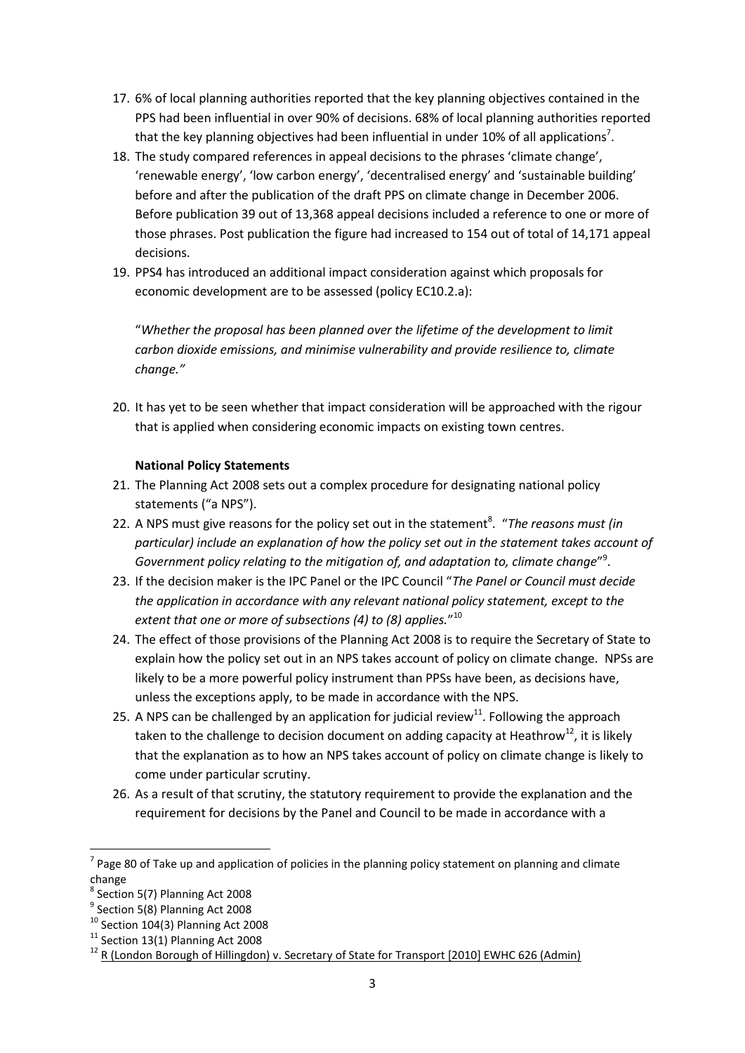17. 6% of local planning authorities reported that the key planning objectives contained in the PPS had been influential in over 90% of decisions. 68% of local planning authorities reported that the key planning objectives had been influential in under 10% of all applications[7].
18. The study compared references in appeal decisions to the phrases 'climate change', 'renewable energy', 'low carbon energy', 'decentralised energy' and 'sustainable building' before and after the publication of the draft PPS on climate change in December 2006. Before publication 39 out of 13,368 appeal decisions included a reference to one or more of those phrases. Post publication the figure had increased to 154 out of total of 14,171 appeal decisions.
19. PPS4 has introduced an additional impact consideration against which proposals for economic development are to be assessed (policy EC10.2.a):

   "*Whether the proposal has been planned over the lifetime of the development to limit carbon dioxide emissions, and minimise vulnerability and provide resilience to, climate change."*

20. It has yet to be seen whether that impact consideration will be approached with the rigour that is applied when considering economic impacts on existing town centres.

**National Policy Statements**

21. The Planning Act 2008 sets out a complex procedure for designating national policy statements ("a NPS").
22. A NPS must give reasons for the policy set out in the statement[8]. "*The reasons must (in particular) include an explanation of how the policy set out in the statement takes account of Government policy relating to the mitigation of, and adaptation to, climate change*"[9].
23. If the decision maker is the IPC Panel or the IPC Council "*The Panel or Council must decide the application in accordance with any relevant national policy statement, except to the extent that one or more of subsections (4) to (8) applies.*"[10]
24. The effect of those provisions of the Planning Act 2008 is to require the Secretary of State to explain how the policy set out in an NPS takes account of policy on climate change. NPSs are likely to be a more powerful policy instrument than PPSs have been, as decisions have, unless the exceptions apply, to be made in accordance with the NPS.
25. A NPS can be challenged by an application for judicial review[11]. Following the approach taken to the challenge to decision document on adding capacity at Heathrow[12], it is likely that the explanation as to how an NPS takes account of policy on climate change is likely to come under particular scrutiny.
26. As a result of that scrutiny, the statutory requirement to provide the explanation and the requirement for decisions by the Panel and Council to be made in accordance with a

---

[7] Page 80 of Take up and application of policies in the planning policy statement on planning and climate change

[8] Section 5(7) Planning Act 2008

[9] Section 5(8) Planning Act 2008

[10] Section 104(3) Planning Act 2008

[11] Section 13(1) Planning Act 2008

[12] R (London Borough of Hillingdon) v. Secretary of State for Transport [2010] EWHC 626 (Admin)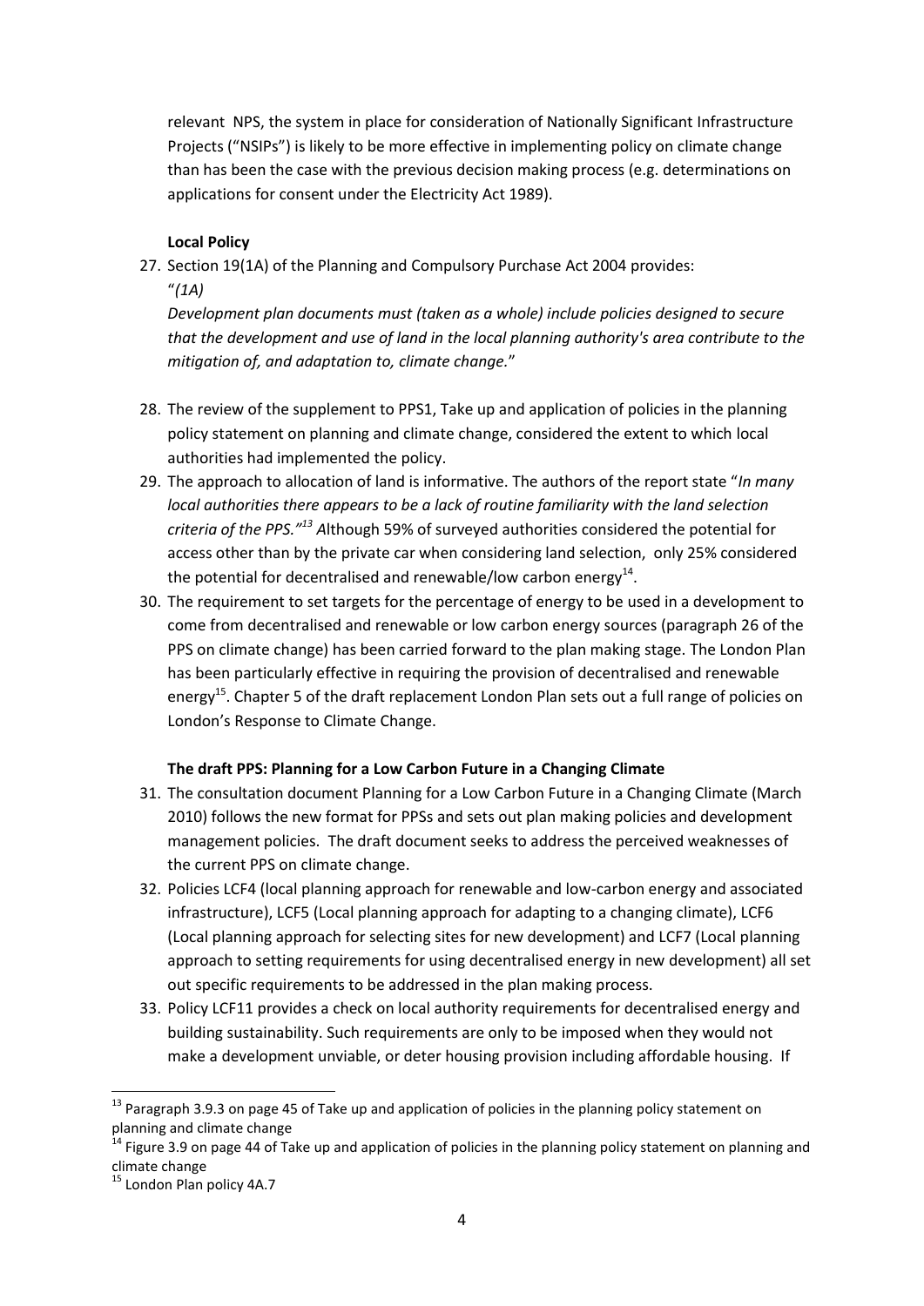relevant NPS, the system in place for consideration of Nationally Significant Infrastructure Projects ("NSIPs") is likely to be more effective in implementing policy on climate change than has been the case with the previous decision making process (e.g. determinations on applications for consent under the Electricity Act 1989).

**Local Policy**

27. Section 19(1A) of the Planning and Compulsory Purchase Act 2004 provides:
"*(1A)*
*Development plan documents must (taken as a whole) include policies designed to secure that the development and use of land in the local planning authority's area contribute to the mitigation of, and adaptation to, climate change.*"

28. The review of the supplement to PPS1, Take up and application of policies in the planning policy statement on planning and climate change, considered the extent to which local authorities had implemented the policy.

29. The approach to allocation of land is informative. The authors of the report state "*In many local authorities there appears to be a lack of routine familiarity with the land selection criteria of the PPS.*"[13] Although 59% of surveyed authorities considered the potential for access other than by the private car when considering land selection, only 25% considered the potential for decentralised and renewable/low carbon energy[14].

30. The requirement to set targets for the percentage of energy to be used in a development to come from decentralised and renewable or low carbon energy sources (paragraph 26 of the PPS on climate change) has been carried forward to the plan making stage. The London Plan has been particularly effective in requiring the provision of decentralised and renewable energy[15]. Chapter 5 of the draft replacement London Plan sets out a full range of policies on London's Response to Climate Change.

**The draft PPS: Planning for a Low Carbon Future in a Changing Climate**

31. The consultation document Planning for a Low Carbon Future in a Changing Climate (March 2010) follows the new format for PPSs and sets out plan making policies and development management policies. The draft document seeks to address the perceived weaknesses of the current PPS on climate change.

32. Policies LCF4 (local planning approach for renewable and low-carbon energy and associated infrastructure), LCF5 (Local planning approach for adapting to a changing climate), LCF6 (Local planning approach for selecting sites for new development) and LCF7 (Local planning approach to setting requirements for using decentralised energy in new development) all set out specific requirements to be addressed in the plan making process.

33. Policy LCF11 provides a check on local authority requirements for decentralised energy and building sustainability. Such requirements are only to be imposed when they would not make a development unviable, or deter housing provision including affordable housing. If

---

[13] Paragraph 3.9.3 on page 45 of Take up and application of policies in the planning policy statement on planning and climate change

[14] Figure 3.9 on page 44 of Take up and application of policies in the planning policy statement on planning and climate change

[15] London Plan policy 4A.7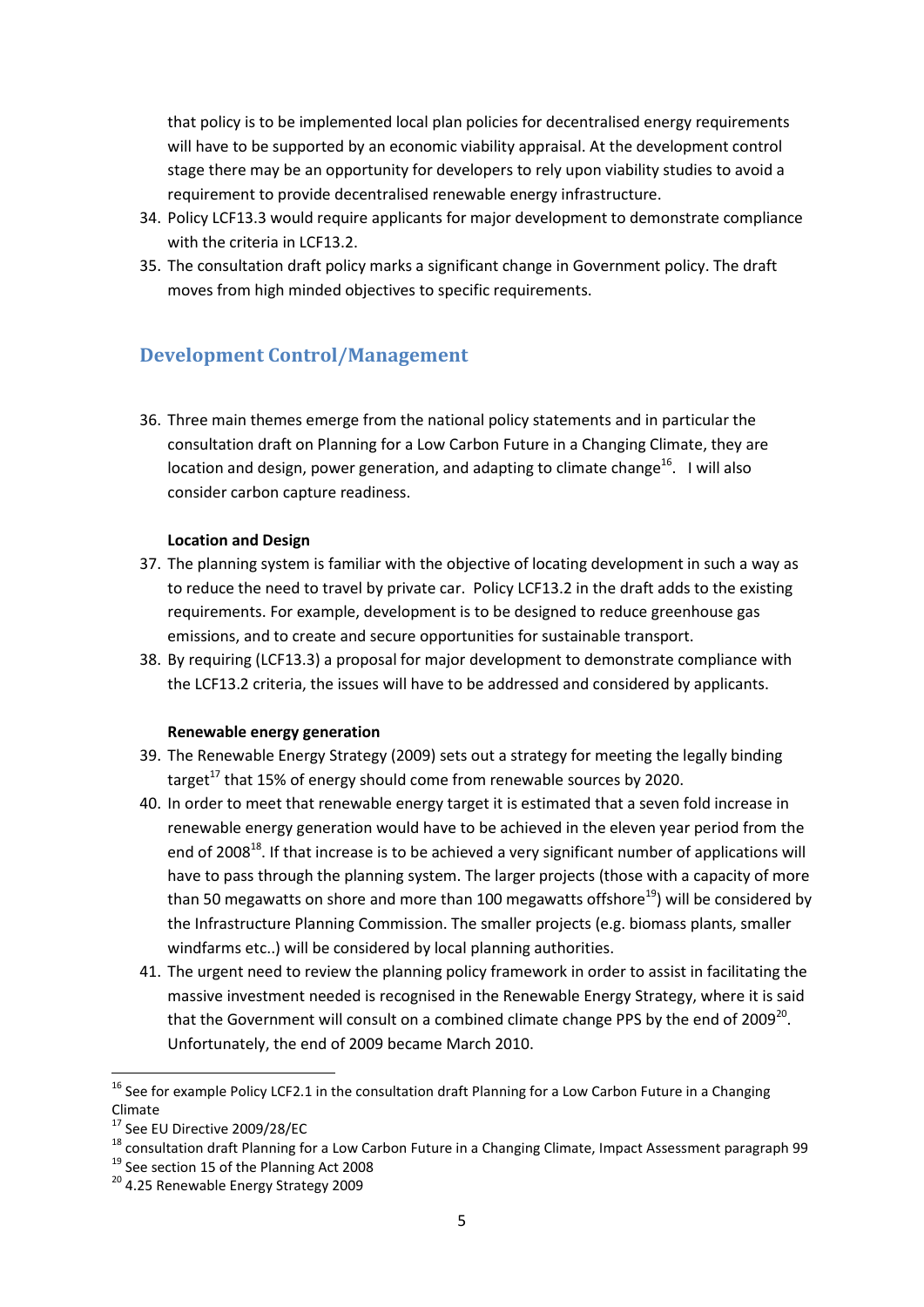that policy is to be implemented local plan policies for decentralised energy requirements will have to be supported by an economic viability appraisal. At the development control stage there may be an opportunity for developers to rely upon viability studies to avoid a requirement to provide decentralised renewable energy infrastructure.

34. Policy LCF13.3 would require applicants for major development to demonstrate compliance with the criteria in LCF13.2.
35. The consultation draft policy marks a significant change in Government policy. The draft moves from high minded objectives to specific requirements.

## Development Control/Management

36. Three main themes emerge from the national policy statements and in particular the consultation draft on Planning for a Low Carbon Future in a Changing Climate, they are location and design, power generation, and adapting to climate change[16]. I will also consider carbon capture readiness.

**Location and Design**

37. The planning system is familiar with the objective of locating development in such a way as to reduce the need to travel by private car. Policy LCF13.2 in the draft adds to the existing requirements. For example, development is to be designed to reduce greenhouse gas emissions, and to create and secure opportunities for sustainable transport.
38. By requiring (LCF13.3) a proposal for major development to demonstrate compliance with the LCF13.2 criteria, the issues will have to be addressed and considered by applicants.

**Renewable energy generation**

39. The Renewable Energy Strategy (2009) sets out a strategy for meeting the legally binding target[17] that 15% of energy should come from renewable sources by 2020.
40. In order to meet that renewable energy target it is estimated that a seven fold increase in renewable energy generation would have to be achieved in the eleven year period from the end of 2008[18]. If that increase is to be achieved a very significant number of applications will have to pass through the planning system. The larger projects (those with a capacity of more than 50 megawatts on shore and more than 100 megawatts offshore[19]) will be considered by the Infrastructure Planning Commission. The smaller projects (e.g. biomass plants, smaller windfarms etc..) will be considered by local planning authorities.
41. The urgent need to review the planning policy framework in order to assist in facilitating the massive investment needed is recognised in the Renewable Energy Strategy, where it is said that the Government will consult on a combined climate change PPS by the end of 2009[20]. Unfortunately, the end of 2009 became March 2010.

---

[16] See for example Policy LCF2.1 in the consultation draft Planning for a Low Carbon Future in a Changing Climate

[17] See EU Directive 2009/28/EC

[18] consultation draft Planning for a Low Carbon Future in a Changing Climate, Impact Assessment paragraph 99

[19] See section 15 of the Planning Act 2008

[20] 4.25 Renewable Energy Strategy 2009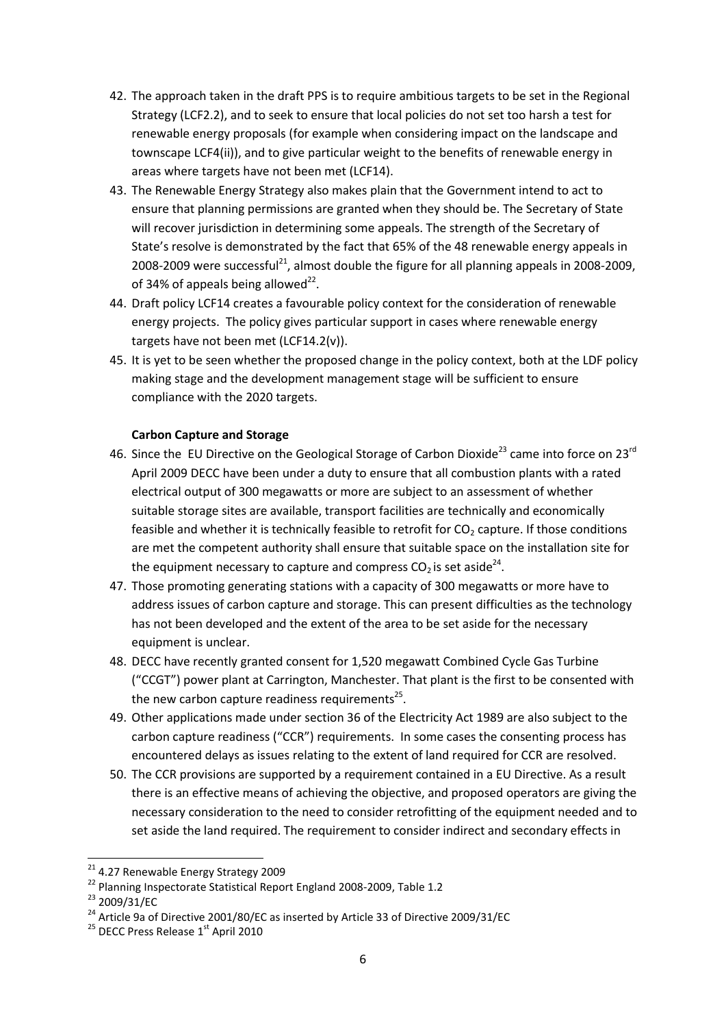42. The approach taken in the draft PPS is to require ambitious targets to be set in the Regional Strategy (LCF2.2), and to seek to ensure that local policies do not set too harsh a test for renewable energy proposals (for example when considering impact on the landscape and townscape LCF4(ii)), and to give particular weight to the benefits of renewable energy in areas where targets have not been met (LCF14).
43. The Renewable Energy Strategy also makes plain that the Government intend to act to ensure that planning permissions are granted when they should be. The Secretary of State will recover jurisdiction in determining some appeals. The strength of the Secretary of State's resolve is demonstrated by the fact that 65% of the 48 renewable energy appeals in 2008-2009 were successful[21], almost double the figure for all planning appeals in 2008-2009, of 34% of appeals being allowed[22].
44. Draft policy LCF14 creates a favourable policy context for the consideration of renewable energy projects. The policy gives particular support in cases where renewable energy targets have not been met (LCF14.2(v)).
45. It is yet to be seen whether the proposed change in the policy context, both at the LDF policy making stage and the development management stage will be sufficient to ensure compliance with the 2020 targets.

**Carbon Capture and Storage**

46. Since the EU Directive on the Geological Storage of Carbon Dioxide[23] came into force on 23rd April 2009 DECC have been under a duty to ensure that all combustion plants with a rated electrical output of 300 megawatts or more are subject to an assessment of whether suitable storage sites are available, transport facilities are technically and economically feasible and whether it is technically feasible to retrofit for $CO_2$ capture. If those conditions are met the competent authority shall ensure that suitable space on the installation site for the equipment necessary to capture and compress $CO_2$ is set aside[24].
47. Those promoting generating stations with a capacity of 300 megawatts or more have to address issues of carbon capture and storage. This can present difficulties as the technology has not been developed and the extent of the area to be set aside for the necessary equipment is unclear.
48. DECC have recently granted consent for 1,520 megawatt Combined Cycle Gas Turbine ("CCGT") power plant at Carrington, Manchester. That plant is the first to be consented with the new carbon capture readiness requirements[25].
49. Other applications made under section 36 of the Electricity Act 1989 are also subject to the carbon capture readiness ("CCR") requirements. In some cases the consenting process has encountered delays as issues relating to the extent of land required for CCR are resolved.
50. The CCR provisions are supported by a requirement contained in a EU Directive. As a result there is an effective means of achieving the objective, and proposed operators are giving the necessary consideration to the need to consider retrofitting of the equipment needed and to set aside the land required. The requirement to consider indirect and secondary effects in

---

[21] 4.27 Renewable Energy Strategy 2009

[22] Planning Inspectorate Statistical Report England 2008-2009, Table 1.2

[23] 2009/31/EC

[24] Article 9a of Directive 2001/80/EC as inserted by Article 33 of Directive 2009/31/EC

[25] DECC Press Release 1st April 2010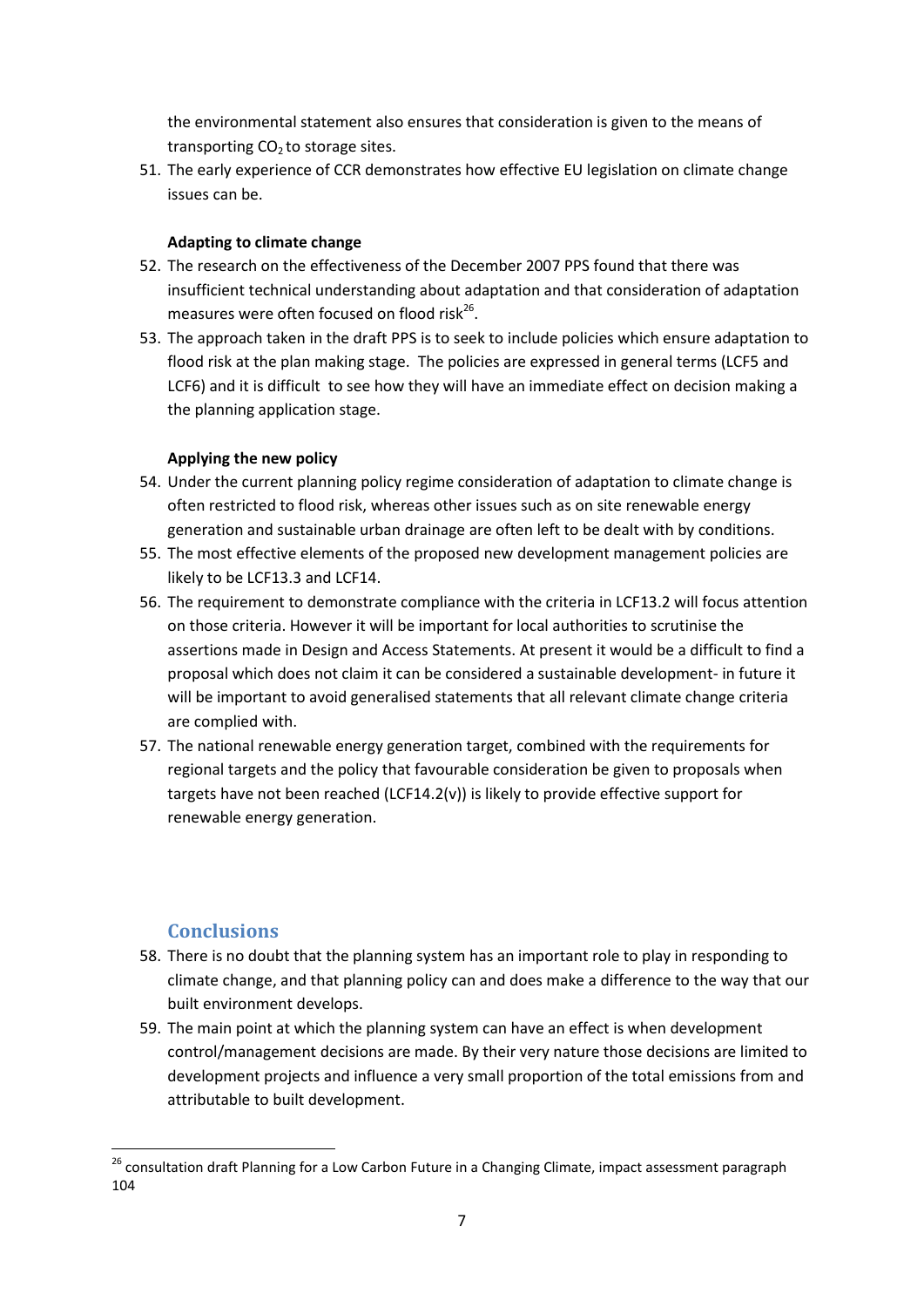the environmental statement also ensures that consideration is given to the means of transporting $CO_2$ to storage sites.

51. The early experience of CCR demonstrates how effective EU legislation on climate change issues can be.

**Adapting to climate change**

52. The research on the effectiveness of the December 2007 PPS found that there was insufficient technical understanding about adaptation and that consideration of adaptation measures were often focused on flood risk[26].
53. The approach taken in the draft PPS is to seek to include policies which ensure adaptation to flood risk at the plan making stage. The policies are expressed in general terms (LCF5 and LCF6) and it is difficult to see how they will have an immediate effect on decision making a the planning application stage.

**Applying the new policy**

54. Under the current planning policy regime consideration of adaptation to climate change is often restricted to flood risk, whereas other issues such as on site renewable energy generation and sustainable urban drainage are often left to be dealt with by conditions.
55. The most effective elements of the proposed new development management policies are likely to be LCF13.3 and LCF14.
56. The requirement to demonstrate compliance with the criteria in LCF13.2 will focus attention on those criteria. However it will be important for local authorities to scrutinise the assertions made in Design and Access Statements. At present it would be a difficult to find a proposal which does not claim it can be considered a sustainable development- in future it will be important to avoid generalised statements that all relevant climate change criteria are complied with.
57. The national renewable energy generation target, combined with the requirements for regional targets and the policy that favourable consideration be given to proposals when targets have not been reached (LCF14.2(v)) is likely to provide effective support for renewable energy generation.

## Conclusions

58. There is no doubt that the planning system has an important role to play in responding to climate change, and that planning policy can and does make a difference to the way that our built environment develops.
59. The main point at which the planning system can have an effect is when development control/management decisions are made. By their very nature those decisions are limited to development projects and influence a very small proportion of the total emissions from and attributable to built development.

[26] consultation draft Planning for a Low Carbon Future in a Changing Climate, impact assessment paragraph 104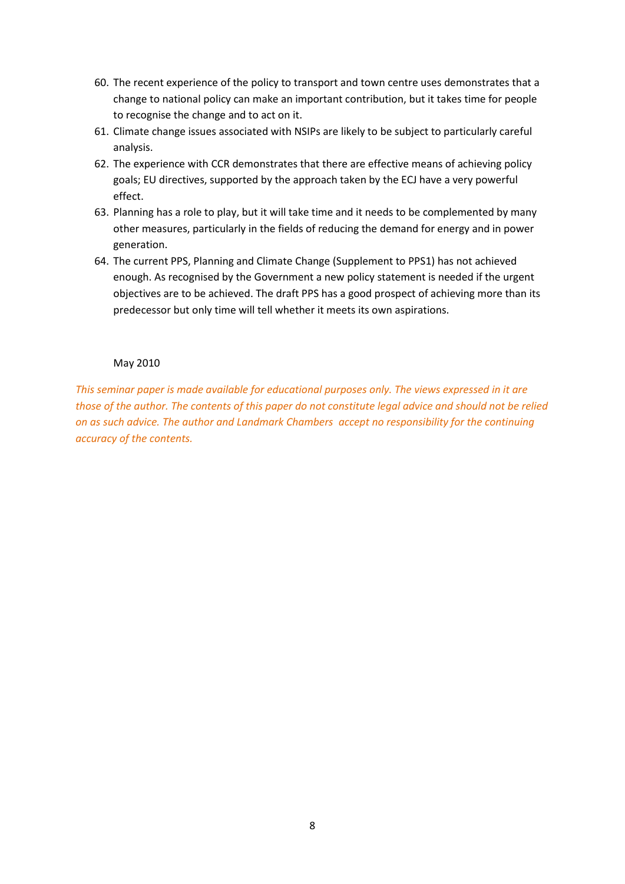60. The recent experience of the policy to transport and town centre uses demonstrates that a change to national policy can make an important contribution, but it takes time for people to recognise the change and to act on it.
61. Climate change issues associated with NSIPs are likely to be subject to particularly careful analysis.
62. The experience with CCR demonstrates that there are effective means of achieving policy goals; EU directives, supported by the approach taken by the ECJ have a very powerful effect.
63. Planning has a role to play, but it will take time and it needs to be complemented by many other measures, particularly in the fields of reducing the demand for energy and in power generation.
64. The current PPS, Planning and Climate Change (Supplement to PPS1) has not achieved enough. As recognised by the Government a new policy statement is needed if the urgent objectives are to be achieved. The draft PPS has a good prospect of achieving more than its predecessor but only time will tell whether it meets its own aspirations.

May 2010

*This seminar paper is made available for educational purposes only. The views expressed in it are those of the author. The contents of this paper do not constitute legal advice and should not be relied on as such advice. The author and Landmark Chambers accept no responsibility for the continuing accuracy of the contents.*